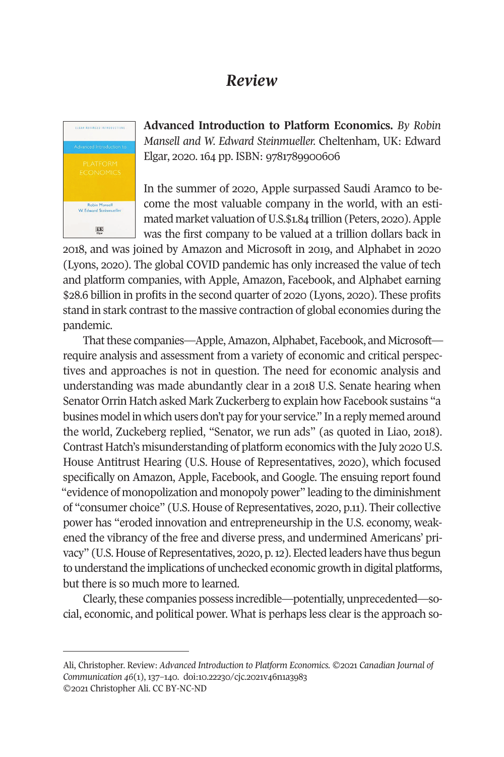# Review

**Advanced Introduction to Platform Economics.** *By Robin Mansell and W. Edward Steinmueller.* Cheltenham, UK: Edward Elgar, 2020. 164 pp. ISBN: 9781789900606

In the summer of 2020, Apple surpassed Saudi Aramco to become the most valuable company in the world, with an estimated market valuation of U.S.$1.84 trillion (Peters, 2020). Apple was the first company to be valued at a trillion dollars back in 2018, and was joined by Amazon and Microsoft in 2019, and Alphabet in 2020 (Lyons, 2020). The global COVID pandemic has only increased the value of tech and platform companies, with Apple, Amazon, Facebook, and Alphabet earning $28.6 billion in profits in the second quarter of 2020 (Lyons, 2020). These profits stand in stark contrast to the massive contraction of global economies during the pandemic.

That these companies—Apple, Amazon, Alphabet, Facebook, and Microsoft—require analysis and assessment from a variety of economic and critical perspectives and approaches is not in question. The need for economic analysis and understanding was made abundantly clear in a 2018 U.S. Senate hearing when Senator Orrin Hatch asked Mark Zuckerberg to explain how Facebook sustains "a busines model in which users don't pay for your service." In a reply memed around the world, Zuckeberg replied, "Senator, we run ads" (as quoted in Liao, 2018). Contrast Hatch's misunderstanding of platform economics with the July 2020 U.S. House Antitrust Hearing (U.S. House of Representatives, 2020), which focused specifically on Amazon, Apple, Facebook, and Google. The ensuing report found "evidence of monopolization and monopoly power" leading to the diminishment of "consumer choice" (U.S. House of Representatives, 2020, p.11). Their collective power has "eroded innovation and entrepreneurship in the U.S. economy, weakened the vibrancy of the free and diverse press, and undermined Americans' privacy" (U.S. House of Representatives, 2020, p. 12). Elected leaders have thus begun to understand the implications of unchecked economic growth in digital platforms, but there is so much more to learned.

Clearly, these companies possess incredible—potentially, unprecedented—social, economic, and political power. What is perhaps less clear is the approach so-

Ali, Christopher. Review: *Advanced Introduction to Platform Economics.* ©2021 *Canadian Journal of Communication 46*(1), 137–140. doi:10.22230/cjc.2021v46n1a3983
©2021 Christopher Ali. CC BY-NC-ND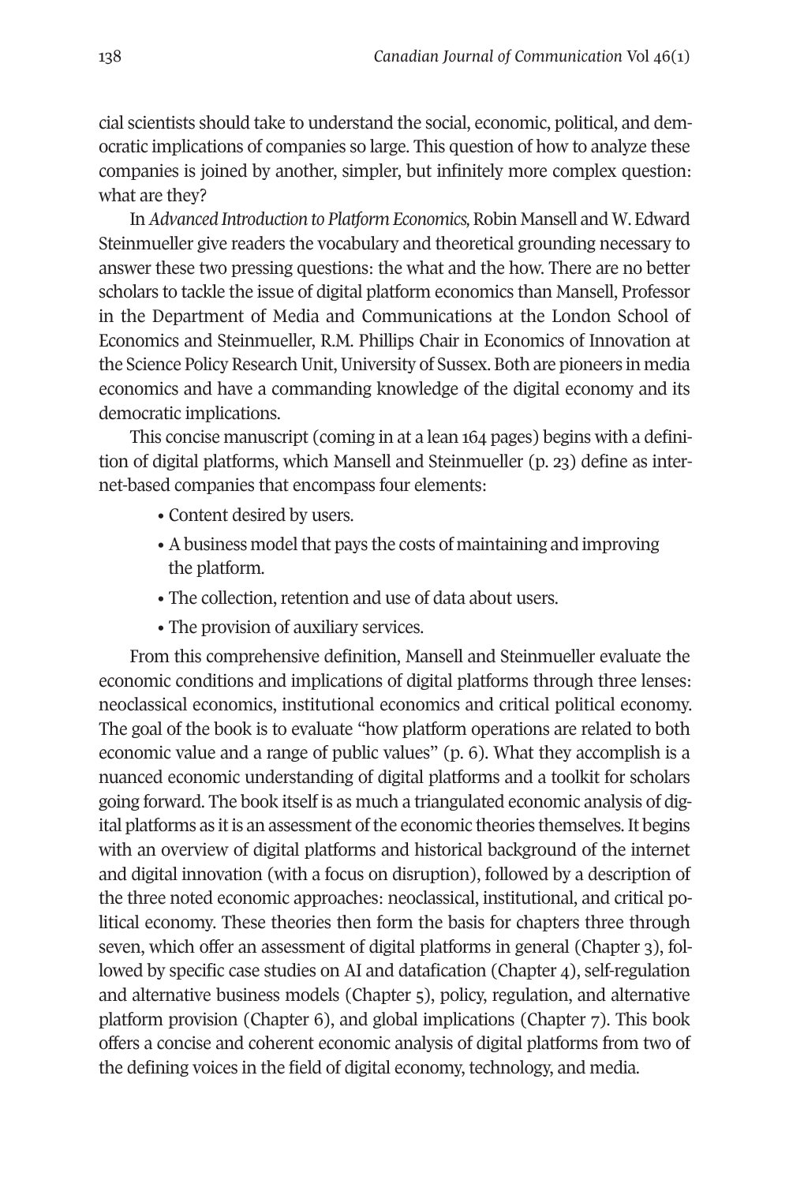cial scientists should take to understand the social, economic, political, and democratic implications of companies so large. This question of how to analyze these companies is joined by another, simpler, but infinitely more complex question: what are they?

In *Advanced Introduction to Platform Economics,* Robin Mansell and W. Edward Steinmueller give readers the vocabulary and theoretical grounding necessary to answer these two pressing questions: the what and the how. There are no better scholars to tackle the issue of digital platform economics than Mansell, Professor in the Department of Media and Communications at the London School of Economics and Steinmueller, R.M. Phillips Chair in Economics of Innovation at the Science Policy Research Unit, University of Sussex. Both are pioneers in media economics and have a commanding knowledge of the digital economy and its democratic implications.

This concise manuscript (coming in at a lean 164 pages) begins with a definition of digital platforms, which Mansell and Steinmueller (p. 23) define as internet-based companies that encompass four elements:

- Content desired by users.
- A business model that pays the costs of maintaining and improving the platform.
- The collection, retention and use of data about users.
- The provision of auxiliary services.

From this comprehensive definition, Mansell and Steinmueller evaluate the economic conditions and implications of digital platforms through three lenses: neoclassical economics, institutional economics and critical political economy. The goal of the book is to evaluate "how platform operations are related to both economic value and a range of public values" (p. 6). What they accomplish is a nuanced economic understanding of digital platforms and a toolkit for scholars going forward. The book itself is as much a triangulated economic analysis of digital platforms as it is an assessment of the economic theories themselves. It begins with an overview of digital platforms and historical background of the internet and digital innovation (with a focus on disruption), followed by a description of the three noted economic approaches: neoclassical, institutional, and critical political economy. These theories then form the basis for chapters three through seven, which offer an assessment of digital platforms in general (Chapter 3), followed by specific case studies on AI and datafication (Chapter 4), self-regulation and alternative business models (Chapter 5), policy, regulation, and alternative platform provision (Chapter 6), and global implications (Chapter 7). This book offers a concise and coherent economic analysis of digital platforms from two of the defining voices in the field of digital economy, technology, and media.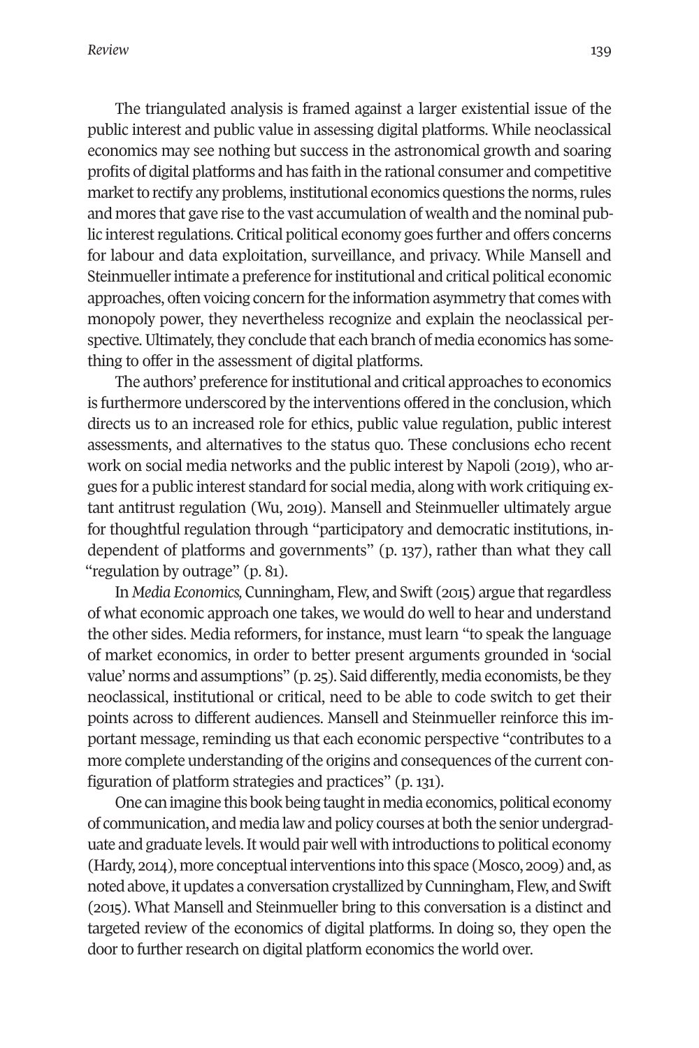The triangulated analysis is framed against a larger existential issue of the public interest and public value in assessing digital platforms. While neoclassical economics may see nothing but success in the astronomical growth and soaring profits of digital platforms and has faith in the rational consumer and competitive market to rectify any problems, institutional economics questions the norms, rules and mores that gave rise to the vast accumulation of wealth and the nominal public interest regulations. Critical political economy goes further and offers concerns for labour and data exploitation, surveillance, and privacy. While Mansell and Steinmueller intimate a preference for institutional and critical political economic approaches, often voicing concern for the information asymmetry that comes with monopoly power, they nevertheless recognize and explain the neoclassical perspective. Ultimately, they conclude that each branch of media economics has something to offer in the assessment of digital platforms.

The authors' preference for institutional and critical approaches to economics is furthermore underscored by the interventions offered in the conclusion, which directs us to an increased role for ethics, public value regulation, public interest assessments, and alternatives to the status quo. These conclusions echo recent work on social media networks and the public interest by Napoli (2019), who argues for a public interest standard for social media, along with work critiquing extant antitrust regulation (Wu, 2019). Mansell and Steinmueller ultimately argue for thoughtful regulation through "participatory and democratic institutions, independent of platforms and governments" (p. 137), rather than what they call "regulation by outrage" (p. 81).

In *Media Economics,* Cunningham, Flew, and Swift (2015) argue that regardless of what economic approach one takes, we would do well to hear and understand the other sides. Media reformers, for instance, must learn "to speak the language of market economics, in order to better present arguments grounded in 'social value' norms and assumptions" (p. 25). Said differently, media economists, be they neoclassical, institutional or critical, need to be able to code switch to get their points across to different audiences. Mansell and Steinmueller reinforce this important message, reminding us that each economic perspective "contributes to a more complete understanding of the origins and consequences of the current configuration of platform strategies and practices" (p. 131).

One can imagine this book being taught in media economics, political economy of communication, and media law and policy courses at both the senior undergraduate and graduate levels. It would pair well with introductions to political economy (Hardy, 2014), more conceptual interventions into this space (Mosco, 2009) and, as noted above, it updates a conversation crystallized by Cunningham, Flew, and Swift (2015). What Mansell and Steinmueller bring to this conversation is a distinct and targeted review of the economics of digital platforms. In doing so, they open the door to further research on digital platform economics the world over.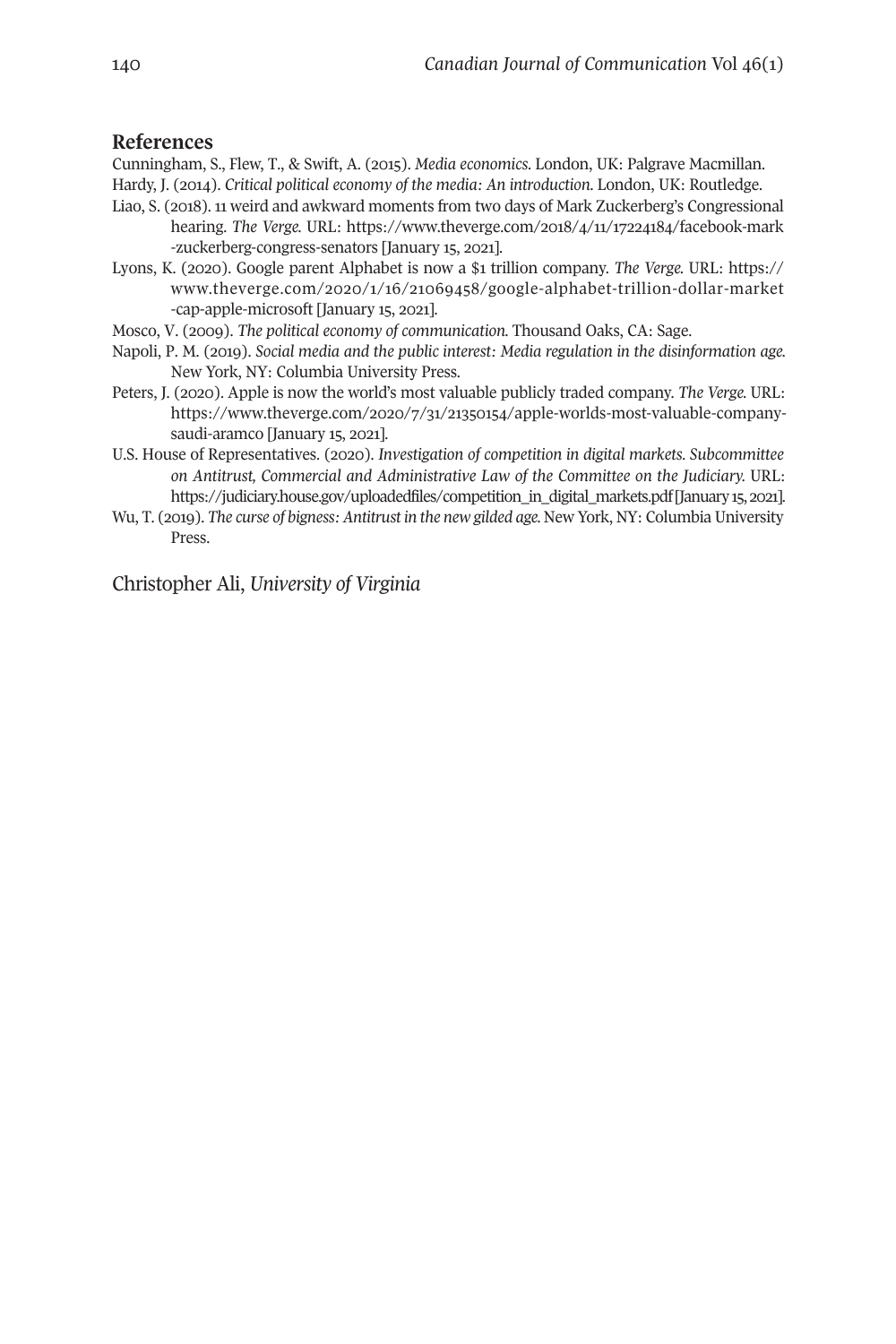## References

Cunningham, S., Flew, T., & Swift, A. (2015). *Media economics*. London, UK: Palgrave Macmillan.

Hardy, J. (2014). *Critical political economy of the media: An introduction*. London, UK: Routledge.

Liao, S. (2018). 11 weird and awkward moments from two days of Mark Zuckerberg's Congressional hearing. *The Verge*. URL: https://www.theverge.com/2018/4/11/17224184/facebook-mark-zuckerberg-congress-senators [January 15, 2021].

Lyons, K. (2020). Google parent Alphabet is now a $1 trillion company. *The Verge*. URL: https://www.theverge.com/2020/1/16/21069458/google-alphabet-trillion-dollar-market-cap-apple-microsoft [January 15, 2021].

Mosco, V. (2009). *The political economy of communication*. Thousand Oaks, CA: Sage.

Napoli, P. M. (2019). *Social media and the public interest: Media regulation in the disinformation age*. New York, NY: Columbia University Press.

Peters, J. (2020). Apple is now the world's most valuable publicly traded company. *The Verge*. URL: https://www.theverge.com/2020/7/31/21350154/apple-worlds-most-valuable-company-saudi-aramco [January 15, 2021].

U.S. House of Representatives. (2020). *Investigation of competition in digital markets. Subcommittee on Antitrust, Commercial and Administrative Law of the Committee on the Judiciary*. URL: https://judiciary.house.gov/uploadedfiles/competition_in_digital_markets.pdf [January 15, 2021].

Wu, T. (2019). *The curse of bigness: Antitrust in the new gilded age*. New York, NY: Columbia University Press.

Christopher Ali, *University of Virginia*